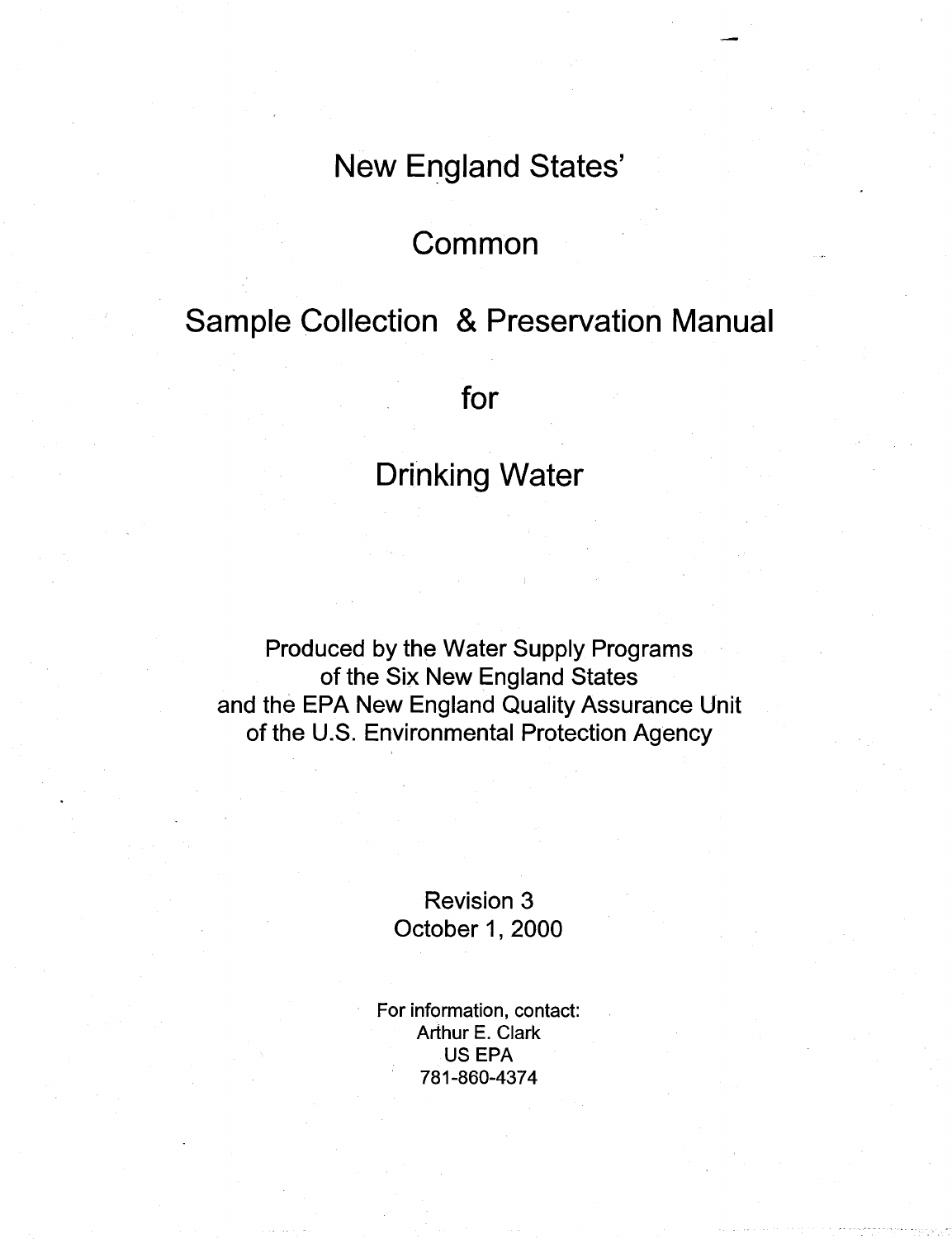# New England States'

# Common

# Sample Collection & Preservation Manual

# for

# Drinking Water

Produced by the Water Supply Programs
of the Six New England States
and the EPA New England Quality Assurance Unit
of the U.S. Environmental Protection Agency

Revision 3
October 1, 2000

For information, contact:
Arthur E. Clark
US EPA
781-860-4374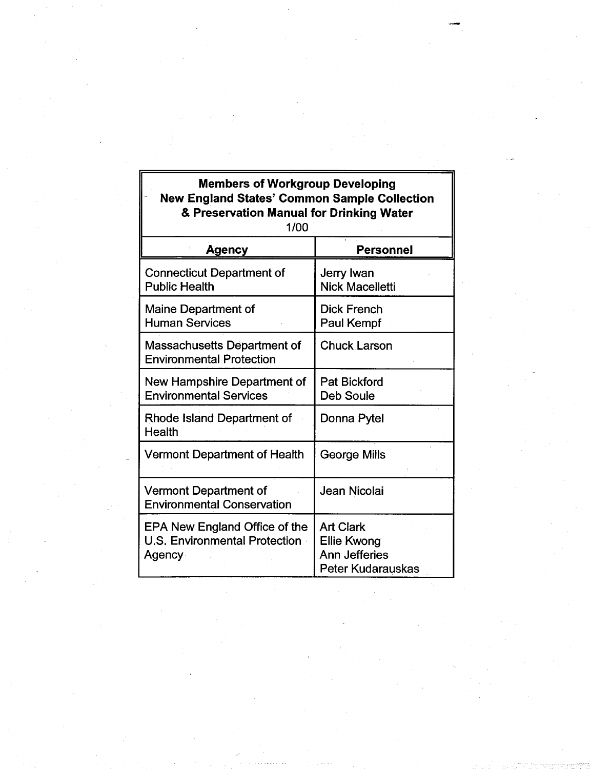**Members of Workgroup Developing New England States' Common Sample Collection & Preservation Manual for Drinking Water**
1/00

| Agency | Personnel |
|---|---|
| Connecticut Department of Public Health | Jerry Iwan<br>Nick Macelletti |
| Maine Department of Human Services | Dick French<br>Paul Kempf |
| Massachusetts Department of Environmental Protection | Chuck Larson |
| New Hampshire Department of Environmental Services | Pat Bickford<br>Deb Soule |
| Rhode Island Department of Health | Donna Pytel |
| Vermont Department of Health | George Mills |
| Vermont Department of Environmental Conservation | Jean Nicolai |
| EPA New England Office of the U.S. Environmental Protection Agency | Art Clark<br>Ellie Kwong<br>Ann Jefferies<br>Peter Kudarauskas |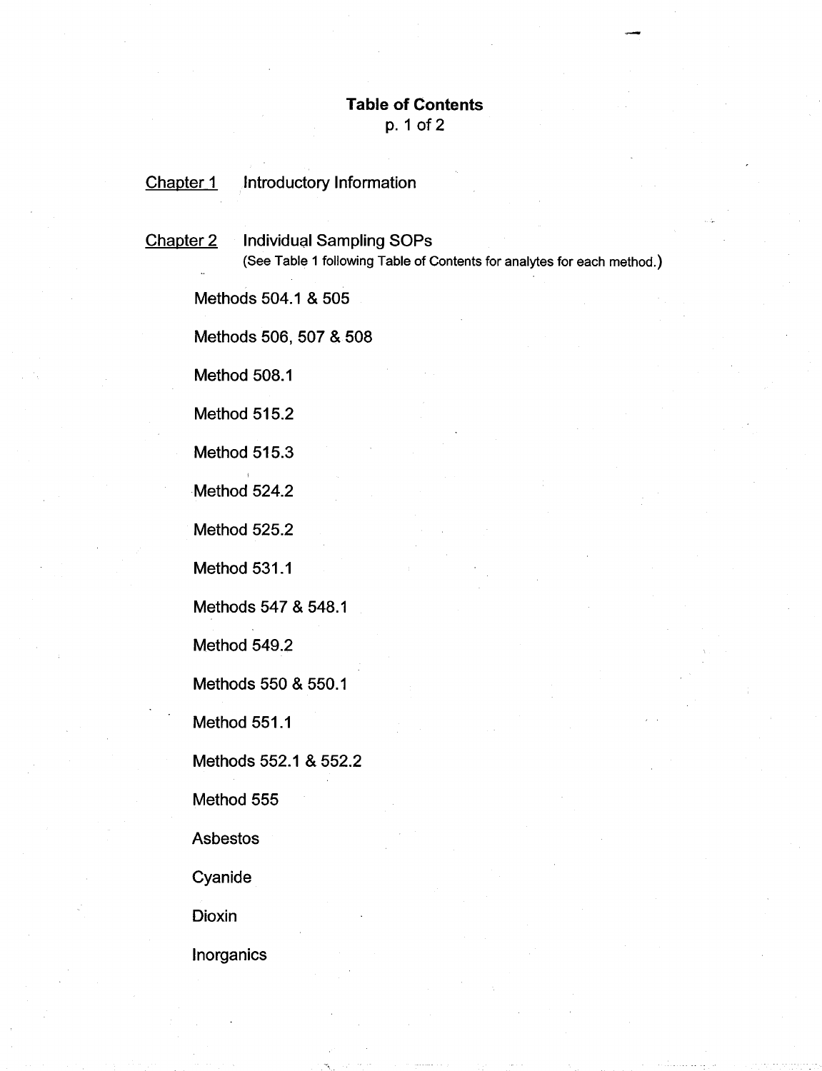# Table of Contents

p. 1 of 2

<u>Chapter 1</u> Introductory Information

<u>Chapter 2</u> Individual Sampling SOPs

(See Table 1 following Table of Contents for analytes for each method.)

Methods 504.1 & 505

Methods 506, 507 & 508

Method 508.1

Method 515.2

Method 515.3

Method 524.2

Method 525.2

Method 531.1

Methods 547 & 548.1

Method 549.2

Methods 550 & 550.1

Method 551.1

Methods 552.1 & 552.2

Method 555

Asbestos

Cyanide

Dioxin

Inorganics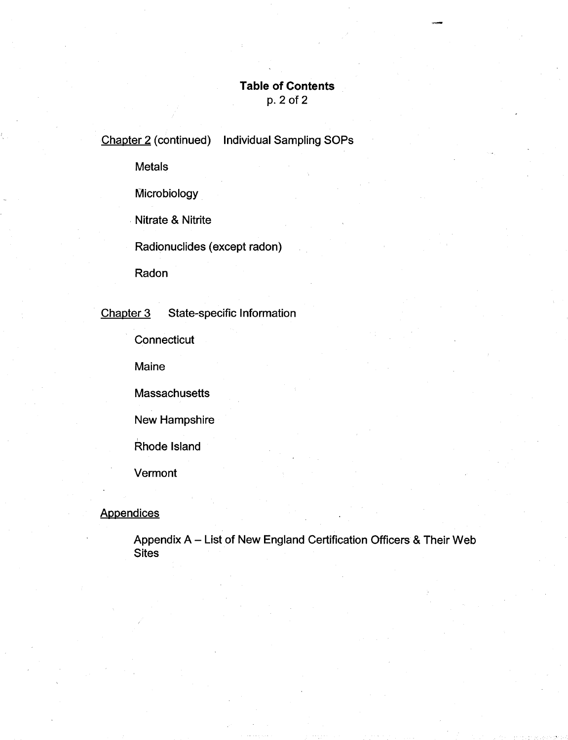# Table of Contents

p. 2 of 2

<u>Chapter 2</u> (continued) Individual Sampling SOPs

- Metals
- Microbiology
- Nitrate & Nitrite
- Radionuclides (except radon)
- Radon

<u>Chapter 3</u> State-specific Information

- Connecticut
- Maine
- Massachusetts
- New Hampshire
- Rhode Island
- Vermont

<u>Appendices</u>

- Appendix A – List of New England Certification Officers & Their Web Sites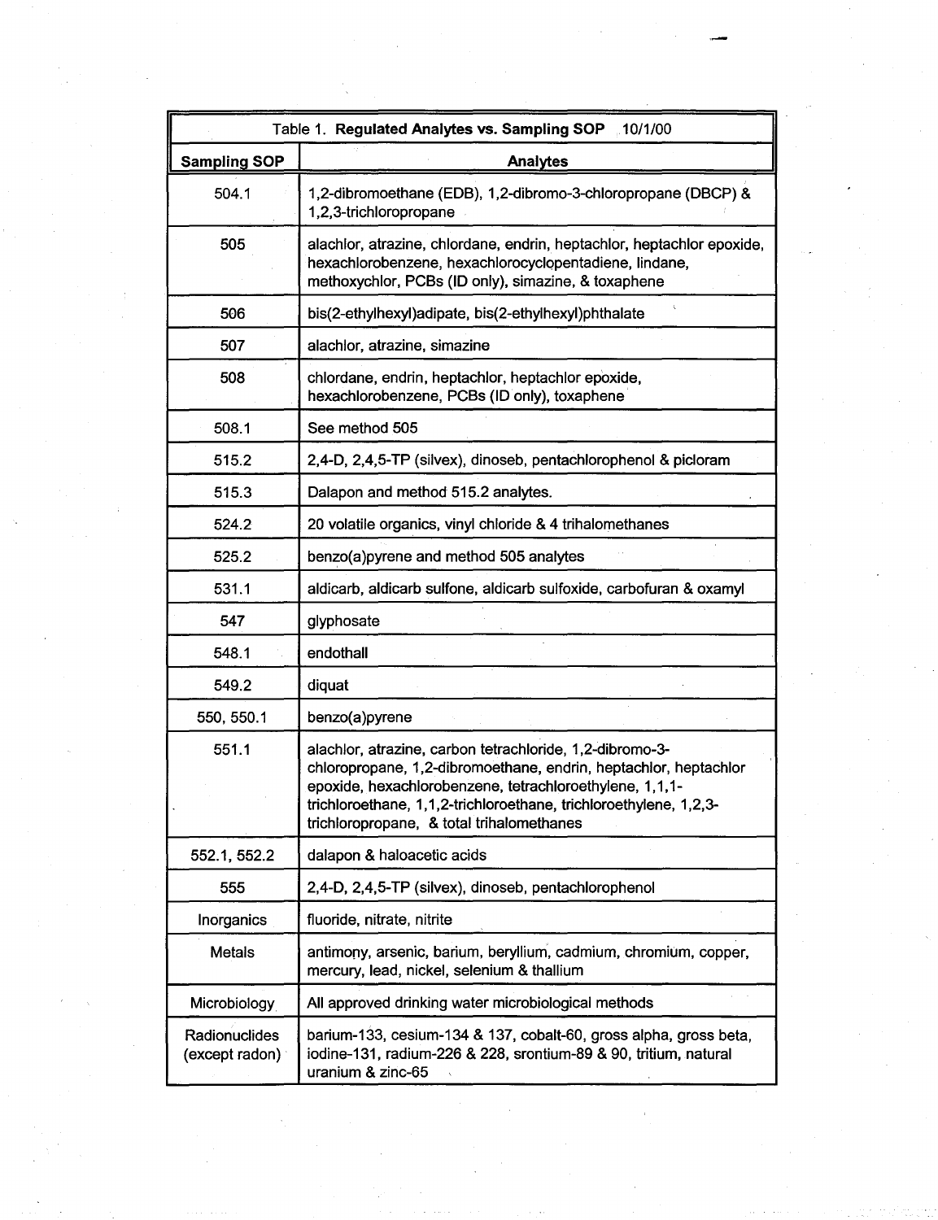| Table 1. **Regulated Analytes vs. Sampling SOP** 10/1/00 | |
|---|---|
| **Sampling SOP** | **Analytes** |
| 504.1 | 1,2-dibromoethane (EDB), 1,2-dibromo-3-chloropropane (DBCP) & 1,2,3-trichloropropane |
| 505 | alachlor, atrazine, chlordane, endrin, heptachlor, heptachlor epoxide, hexachlorobenzene, hexachlorocyclopentadiene, lindane, methoxychlor, PCBs (ID only), simazine, & toxaphene |
| 506 | bis(2-ethylhexyl)adipate, bis(2-ethylhexyl)phthalate |
| 507 | alachlor, atrazine, simazine |
| 508 | chlordane, endrin, heptachlor, heptachlor epoxide, hexachlorobenzene, PCBs (ID only), toxaphene |
| 508.1 | See method 505 |
| 515.2 | 2,4-D, 2,4,5-TP (silvex), dinoseb, pentachlorophenol & picloram |
| 515.3 | Dalapon and method 515.2 analytes. |
| 524.2 | 20 volatile organics, vinyl chloride & 4 trihalomethanes |
| 525.2 | benzo(a)pyrene and method 505 analytes |
| 531.1 | aldicarb, aldicarb sulfone, aldicarb sulfoxide, carbofuran & oxamyl |
| 547 | glyphosate |
| 548.1 | endothall |
| 549.2 | diquat |
| 550, 550.1 | benzo(a)pyrene |
| 551.1 | alachlor, atrazine, carbon tetrachloride, 1,2-dibromo-3-chloropropane, 1,2-dibromoethane, endrin, heptachlor, heptachlor epoxide, hexachlorobenzene, tetrachloroethylene, 1,1,1-trichloroethane, 1,1,2-trichloroethane, trichloroethylene, 1,2,3-trichloropropane, & total trihalomethanes |
| 552.1, 552.2 | dalapon & haloacetic acids |
| 555 | 2,4-D, 2,4,5-TP (silvex), dinoseb, pentachlorophenol |
| Inorganics | fluoride, nitrate, nitrite |
| Metals | antimony, arsenic, barium, beryllium, cadmium, chromium, copper, mercury, lead, nickel, selenium & thallium |
| Microbiology | All approved drinking water microbiological methods |
| Radionuclides (except radon) | barium-133, cesium-134 & 137, cobalt-60, gross alpha, gross beta, iodine-131, radium-226 & 228, srontium-89 & 90, tritium, natural uranium & zinc-65 |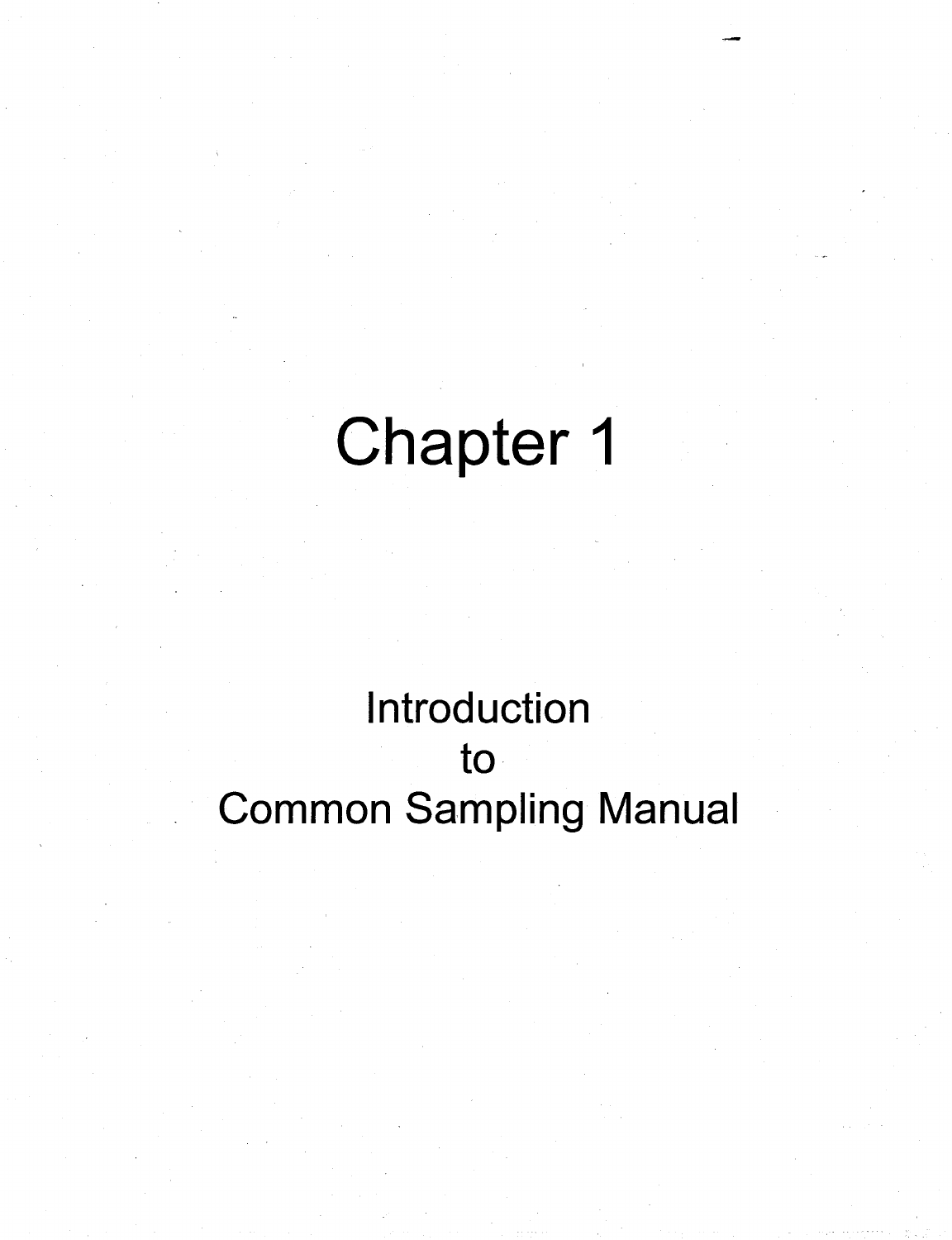# Chapter 1

## Introduction to Common Sampling Manual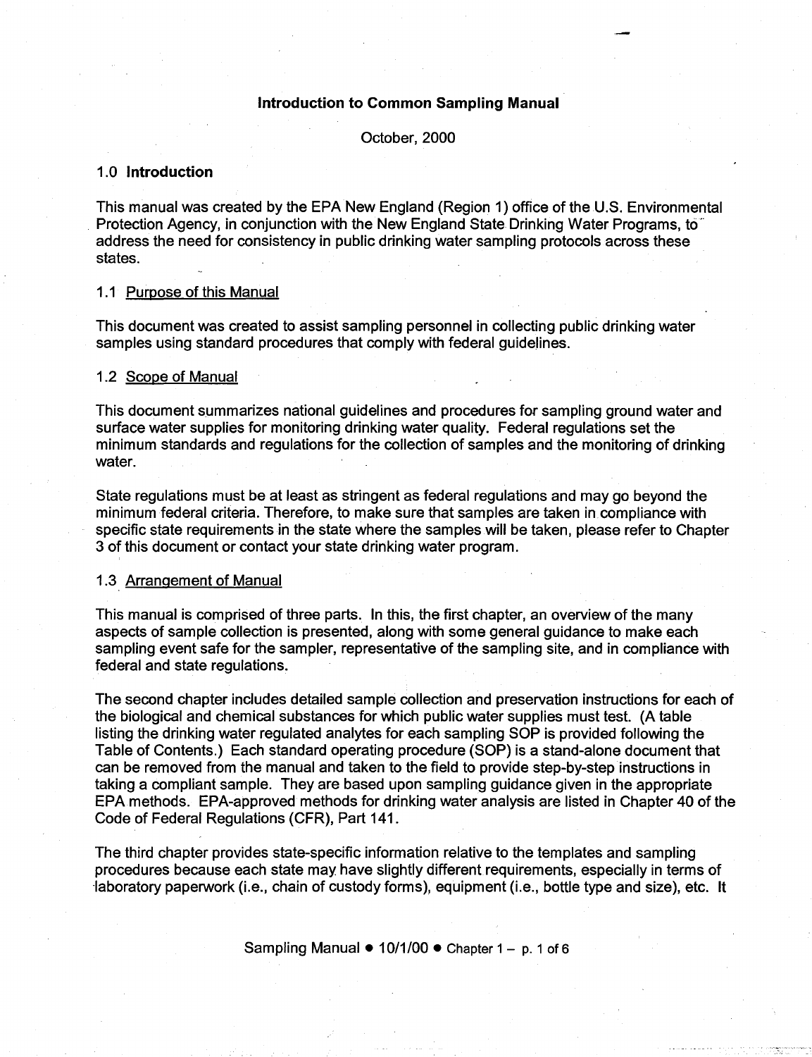# Introduction to Common Sampling Manual

October, 2000

## 1.0 Introduction

This manual was created by the EPA New England (Region 1) office of the U.S. Environmental Protection Agency, in conjunction with the New England State Drinking Water Programs, to address the need for consistency in public drinking water sampling protocols across these states.

### 1.1 Purpose of this Manual

This document was created to assist sampling personnel in collecting public drinking water samples using standard procedures that comply with federal guidelines.

### 1.2 Scope of Manual

This document summarizes national guidelines and procedures for sampling ground water and surface water supplies for monitoring drinking water quality. Federal regulations set the minimum standards and regulations for the collection of samples and the monitoring of drinking water.

State regulations must be at least as stringent as federal regulations and may go beyond the minimum federal criteria. Therefore, to make sure that samples are taken in compliance with specific state requirements in the state where the samples will be taken, please refer to Chapter 3 of this document or contact your state drinking water program.

### 1.3 Arrangement of Manual

This manual is comprised of three parts. In this, the first chapter, an overview of the many aspects of sample collection is presented, along with some general guidance to make each sampling event safe for the sampler, representative of the sampling site, and in compliance with federal and state regulations.

The second chapter includes detailed sample collection and preservation instructions for each of the biological and chemical substances for which public water supplies must test. (A table listing the drinking water regulated analytes for each sampling SOP is provided following the Table of Contents.) Each standard operating procedure (SOP) is a stand-alone document that can be removed from the manual and taken to the field to provide step-by-step instructions in taking a compliant sample. They are based upon sampling guidance given in the appropriate EPA methods. EPA-approved methods for drinking water analysis are listed in Chapter 40 of the Code of Federal Regulations (CFR), Part 141.

The third chapter provides state-specific information relative to the templates and sampling procedures because each state may have slightly different requirements, especially in terms of laboratory paperwork (i.e., chain of custody forms), equipment (i.e., bottle type and size), etc. It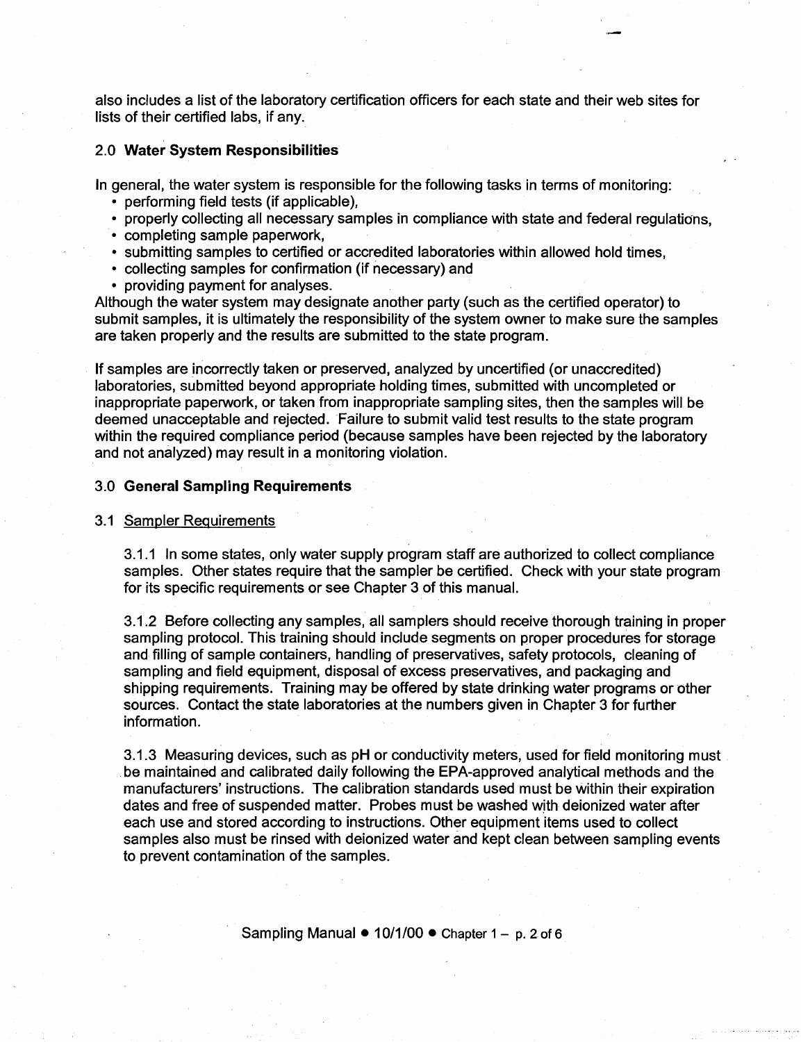also includes a list of the laboratory certification officers for each state and their web sites for lists of their certified labs, if any.

## 2.0 **Water System Responsibilities**

In general, the water system is responsible for the following tasks in terms of monitoring:

- performing field tests (if applicable),
- properly collecting all necessary samples in compliance with state and federal regulations,
- completing sample paperwork,
- submitting samples to certified or accredited laboratories within allowed hold times,
- collecting samples for confirmation (if necessary) and
- providing payment for analyses.

Although the water system may designate another party (such as the certified operator) to submit samples, it is ultimately the responsibility of the system owner to make sure the samples are taken properly and the results are submitted to the state program.

If samples are incorrectly taken or preserved, analyzed by uncertified (or unaccredited) laboratories, submitted beyond appropriate holding times, submitted with uncompleted or inappropriate paperwork, or taken from inappropriate sampling sites, then the samples will be deemed unacceptable and rejected. Failure to submit valid test results to the state program within the required compliance period (because samples have been rejected by the laboratory and not analyzed) may result in a monitoring violation.

## 3.0 **General Sampling Requirements**

### 3.1 <u>Sampler Requirements</u>

3.1.1 In some states, only water supply program staff are authorized to collect compliance samples. Other states require that the sampler be certified. Check with your state program for its specific requirements or see Chapter 3 of this manual.

3.1.2 Before collecting any samples, all samplers should receive thorough training in proper sampling protocol. This training should include segments on proper procedures for storage and filling of sample containers, handling of preservatives, safety protocols, cleaning of sampling and field equipment, disposal of excess preservatives, and packaging and shipping requirements. Training may be offered by state drinking water programs or other sources. Contact the state laboratories at the numbers given in Chapter 3 for further information.

3.1.3 Measuring devices, such as pH or conductivity meters, used for field monitoring must be maintained and calibrated daily following the EPA-approved analytical methods and the manufacturers' instructions. The calibration standards used must be within their expiration dates and free of suspended matter. Probes must be washed with deionized water after each use and stored according to instructions. Other equipment items used to collect samples also must be rinsed with deionized water and kept clean between sampling events to prevent contamination of the samples.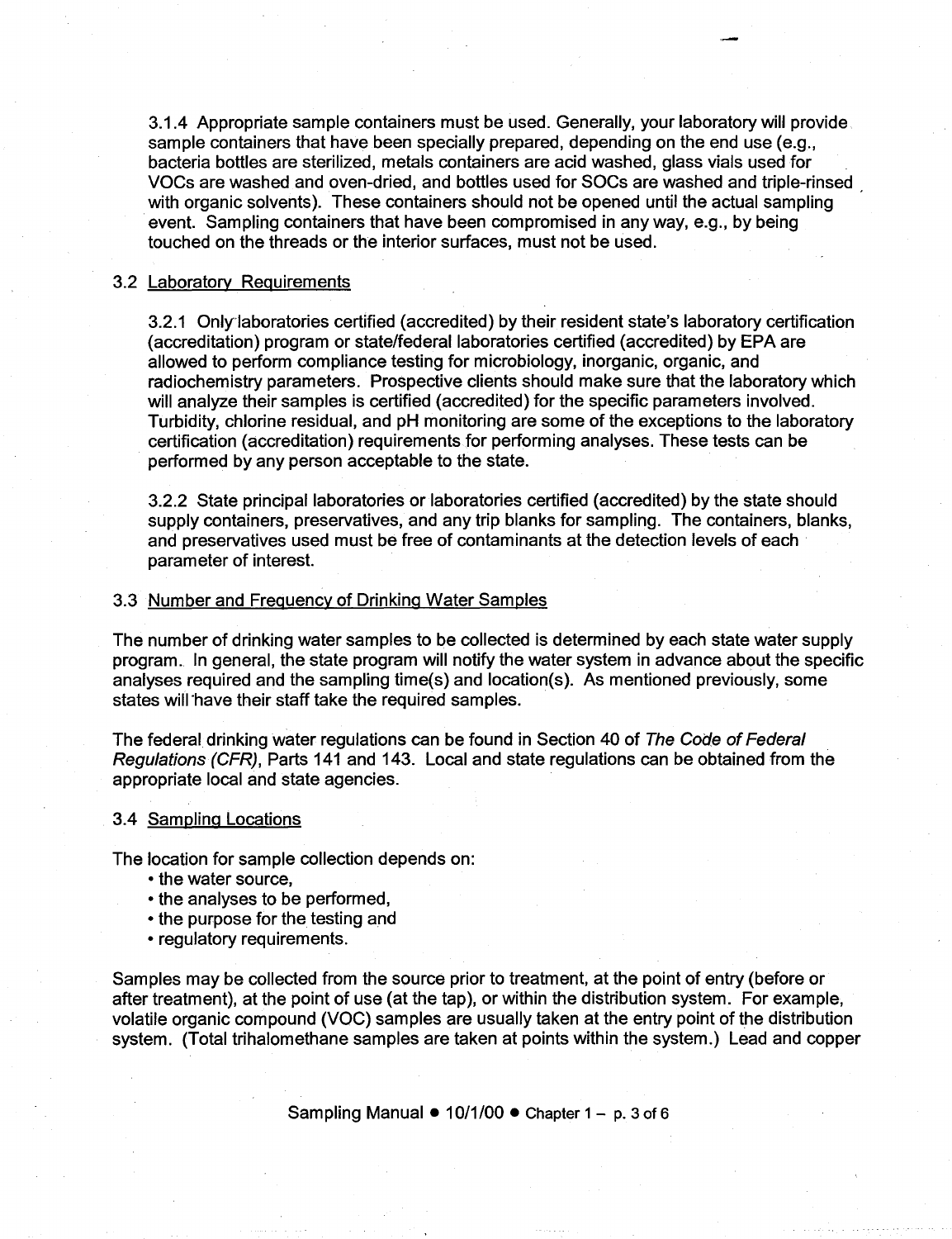3.1.4 Appropriate sample containers must be used. Generally, your laboratory will provide sample containers that have been specially prepared, depending on the end use (e.g., bacteria bottles are sterilized, metals containers are acid washed, glass vials used for VOCs are washed and oven-dried, and bottles used for SOCs are washed and triple-rinsed with organic solvents). These containers should not be opened until the actual sampling event. Sampling containers that have been compromised in any way, e.g., by being touched on the threads or the interior surfaces, must not be used.

### 3.2 Laboratory Requirements

3.2.1 Only laboratories certified (accredited) by their resident state's laboratory certification (accreditation) program or state/federal laboratories certified (accredited) by EPA are allowed to perform compliance testing for microbiology, inorganic, organic, and radiochemistry parameters. Prospective clients should make sure that the laboratory which will analyze their samples is certified (accredited) for the specific parameters involved. Turbidity, chlorine residual, and pH monitoring are some of the exceptions to the laboratory certification (accreditation) requirements for performing analyses. These tests can be performed by any person acceptable to the state.

3.2.2 State principal laboratories or laboratories certified (accredited) by the state should supply containers, preservatives, and any trip blanks for sampling. The containers, blanks, and preservatives used must be free of contaminants at the detection levels of each parameter of interest.

### 3.3 Number and Frequency of Drinking Water Samples

The number of drinking water samples to be collected is determined by each state water supply program. In general, the state program will notify the water system in advance about the specific analyses required and the sampling time(s) and location(s). As mentioned previously, some states will have their staff take the required samples.

The federal drinking water regulations can be found in Section 40 of *The Code of Federal Regulations (CFR)*, Parts 141 and 143. Local and state regulations can be obtained from the appropriate local and state agencies.

### 3.4 Sampling Locations

The location for sample collection depends on:

- the water source,
- the analyses to be performed,
- the purpose for the testing and
- regulatory requirements.

Samples may be collected from the source prior to treatment, at the point of entry (before or after treatment), at the point of use (at the tap), or within the distribution system. For example, volatile organic compound (VOC) samples are usually taken at the entry point of the distribution system. (Total trihalomethane samples are taken at points within the system.) Lead and copper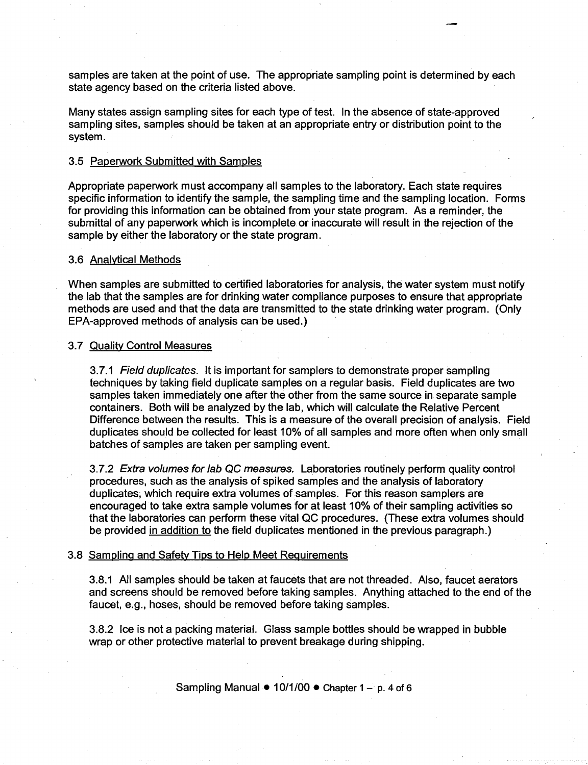samples are taken at the point of use. The appropriate sampling point is determined by each state agency based on the criteria listed above.

Many states assign sampling sites for each type of test. In the absence of state-approved sampling sites, samples should be taken at an appropriate entry or distribution point to the system.

### 3.5 Paperwork Submitted with Samples

Appropriate paperwork must accompany all samples to the laboratory. Each state requires specific information to identify the sample, the sampling time and the sampling location. Forms for providing this information can be obtained from your state program. As a reminder, the submittal of any paperwork which is incomplete or inaccurate will result in the rejection of the sample by either the laboratory or the state program.

### 3.6 Analytical Methods

When samples are submitted to certified laboratories for analysis, the water system must notify the lab that the samples are for drinking water compliance purposes to ensure that appropriate methods are used and that the data are transmitted to the state drinking water program. (Only EPA-approved methods of analysis can be used.)

### 3.7 Quality Control Measures

3.7.1 *Field duplicates.* It is important for samplers to demonstrate proper sampling techniques by taking field duplicate samples on a regular basis. Field duplicates are two samples taken immediately one after the other from the same source in separate sample containers. Both will be analyzed by the lab, which will calculate the Relative Percent Difference between the results. This is a measure of the overall precision of analysis. Field duplicates should be collected for least 10% of all samples and more often when only small batches of samples are taken per sampling event.

3.7.2 *Extra volumes for lab QC measures.* Laboratories routinely perform quality control procedures, such as the analysis of spiked samples and the analysis of laboratory duplicates, which require extra volumes of samples. For this reason samplers are encouraged to take extra sample volumes for at least 10% of their sampling activities so that the laboratories can perform these vital QC procedures. (These extra volumes should be provided in addition to the field duplicates mentioned in the previous paragraph.)

### 3.8 Sampling and Safety Tips to Help Meet Requirements

3.8.1 All samples should be taken at faucets that are not threaded. Also, faucet aerators and screens should be removed before taking samples. Anything attached to the end of the faucet, e.g., hoses, should be removed before taking samples.

3.8.2 Ice is not a packing material. Glass sample bottles should be wrapped in bubble wrap or other protective material to prevent breakage during shipping.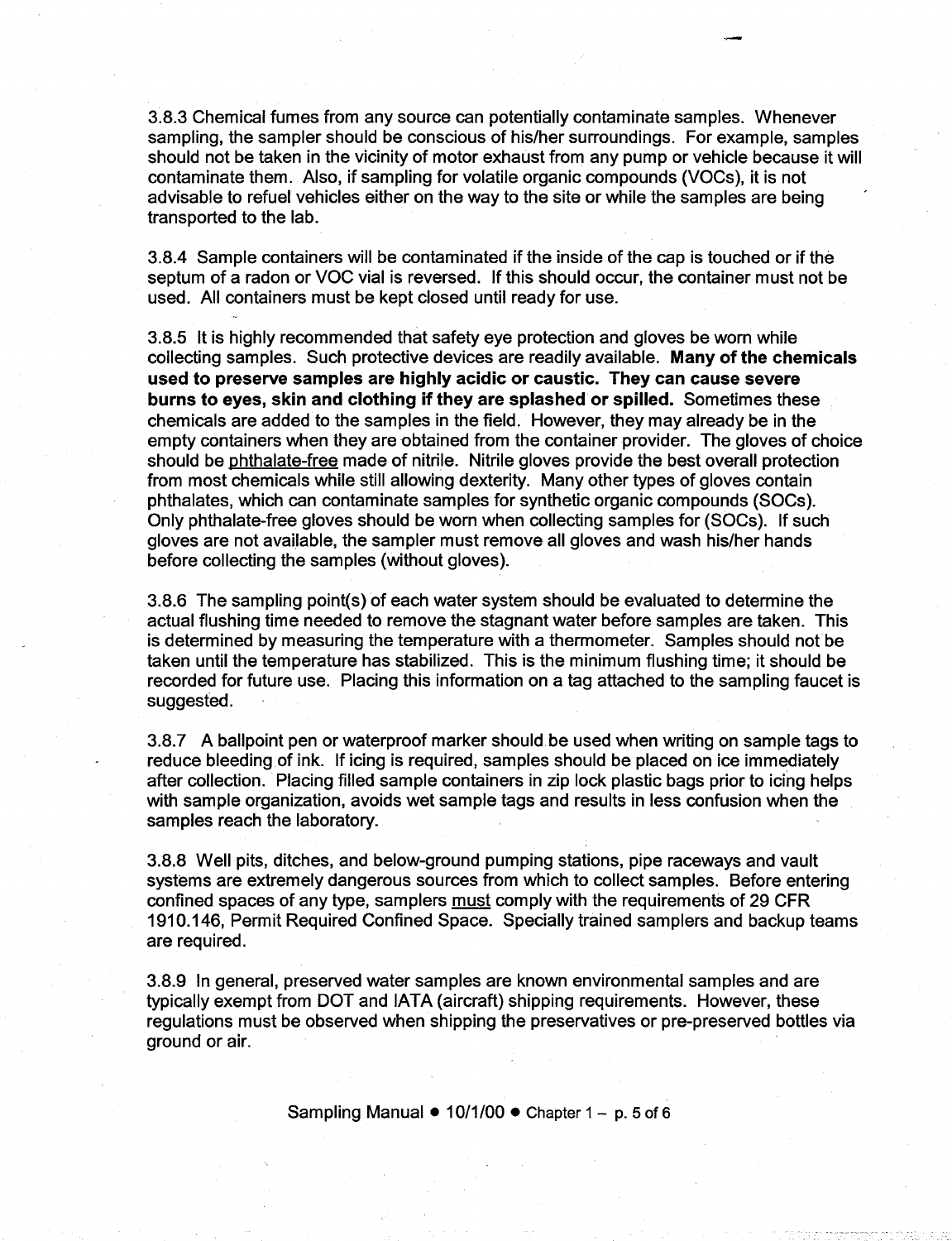3.8.3 Chemical fumes from any source can potentially contaminate samples. Whenever sampling, the sampler should be conscious of his/her surroundings. For example, samples should not be taken in the vicinity of motor exhaust from any pump or vehicle because it will contaminate them. Also, if sampling for volatile organic compounds (VOCs), it is not advisable to refuel vehicles either on the way to the site or while the samples are being transported to the lab.

3.8.4 Sample containers will be contaminated if the inside of the cap is touched or if the septum of a radon or VOC vial is reversed. If this should occur, the container must not be used. All containers must be kept closed until ready for use.

3.8.5 It is highly recommended that safety eye protection and gloves be worn while collecting samples. Such protective devices are readily available. **Many of the chemicals used to preserve samples are highly acidic or caustic. They can cause severe burns to eyes, skin and clothing if they are splashed or spilled.** Sometimes these chemicals are added to the samples in the field. However, they may already be in the empty containers when they are obtained from the container provider. The gloves of choice should be phthalate-free made of nitrile. Nitrile gloves provide the best overall protection from most chemicals while still allowing dexterity. Many other types of gloves contain phthalates, which can contaminate samples for synthetic organic compounds (SOCs). Only phthalate-free gloves should be worn when collecting samples for (SOCs). If such gloves are not available, the sampler must remove all gloves and wash his/her hands before collecting the samples (without gloves).

3.8.6 The sampling point(s) of each water system should be evaluated to determine the actual flushing time needed to remove the stagnant water before samples are taken. This is determined by measuring the temperature with a thermometer. Samples should not be taken until the temperature has stabilized. This is the minimum flushing time; it should be recorded for future use. Placing this information on a tag attached to the sampling faucet is suggested.

3.8.7 A ballpoint pen or waterproof marker should be used when writing on sample tags to reduce bleeding of ink. If icing is required, samples should be placed on ice immediately after collection. Placing filled sample containers in zip lock plastic bags prior to icing helps with sample organization, avoids wet sample tags and results in less confusion when the samples reach the laboratory.

3.8.8 Well pits, ditches, and below-ground pumping stations, pipe raceways and vault systems are extremely dangerous sources from which to collect samples. Before entering confined spaces of any type, samplers must comply with the requirements of 29 CFR 1910.146, Permit Required Confined Space. Specially trained samplers and backup teams are required.

3.8.9 In general, preserved water samples are known environmental samples and are typically exempt from DOT and IATA (aircraft) shipping requirements. However, these regulations must be observed when shipping the preservatives or pre-preserved bottles via ground or air.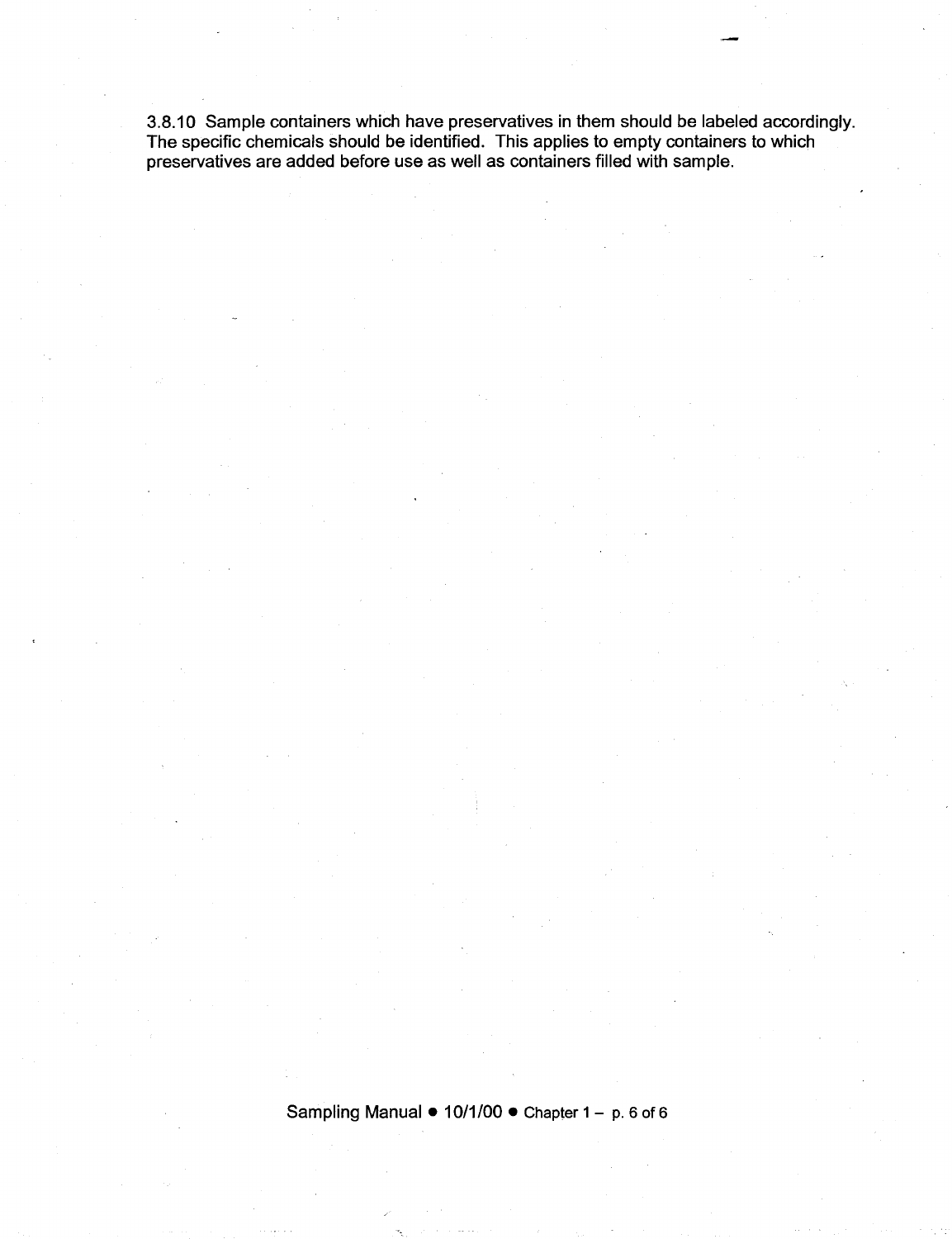3.8.10 Sample containers which have preservatives in them should be labeled accordingly. The specific chemicals should be identified. This applies to empty containers to which preservatives are added before use as well as containers filled with sample.